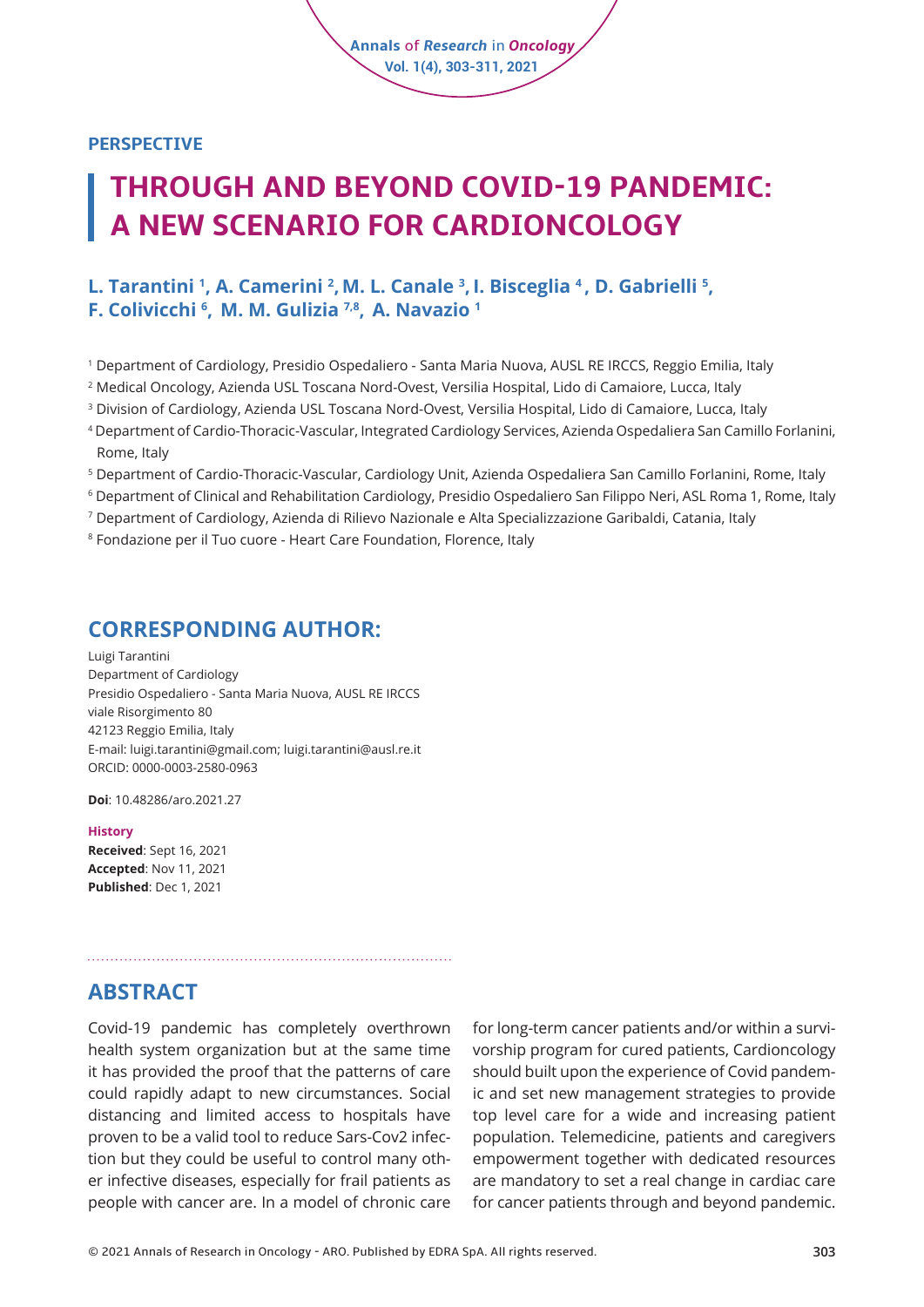PERSPECTIVE

# THROUGH AND BEYOND COVID-19 PANDEMIC: A NEW SCENARIO FOR CARDIONCOLOGY

**L. Tarantini [1], A. Camerini [2], M. L. Canale [3], I. Bisceglia [4], D. Gabrielli [5], F. Colivicchi [6], M. M. Gulizia [7,8], A. Navazio [1]**

[1] Department of Cardiology, Presidio Ospedaliero - Santa Maria Nuova, AUSL RE IRCCS, Reggio Emilia, Italy
[2] Medical Oncology, Azienda USL Toscana Nord-Ovest, Versilia Hospital, Lido di Camaiore, Lucca, Italy
[3] Division of Cardiology, Azienda USL Toscana Nord-Ovest, Versilia Hospital, Lido di Camaiore, Lucca, Italy
[4] Department of Cardio-Thoracic-Vascular, Integrated Cardiology Services, Azienda Ospedaliera San Camillo Forlanini, Rome, Italy
[5] Department of Cardio-Thoracic-Vascular, Cardiology Unit, Azienda Ospedaliera San Camillo Forlanini, Rome, Italy
[6] Department of Clinical and Rehabilitation Cardiology, Presidio Ospedaliero San Filippo Neri, ASL Roma 1, Rome, Italy
[7] Department of Cardiology, Azienda di Rilievo Nazionale e Alta Specializzazione Garibaldi, Catania, Italy
[8] Fondazione per il Tuo cuore - Heart Care Foundation, Florence, Italy

## CORRESPONDING AUTHOR:

Luigi Tarantini
Department of Cardiology
Presidio Ospedaliero - Santa Maria Nuova, AUSL RE IRCCS
viale Risorgimento 80
42123 Reggio Emilia, Italy
E-mail: luigi.tarantini@gmail.com; luigi.tarantini@ausl.re.it
ORCID: 0000-0003-2580-0963

**Doi**: 10.48286/aro.2021.27

**History**
**Received**: Sept 16, 2021
**Accepted**: Nov 11, 2021
**Published**: Dec 1, 2021

## ABSTRACT

Covid-19 pandemic has completely overthrown health system organization but at the same time it has provided the proof that the patterns of care could rapidly adapt to new circumstances. Social distancing and limited access to hospitals have proven to be a valid tool to reduce Sars-Cov2 infection but they could be useful to control many other infective diseases, especially for frail patients as people with cancer are. In a model of chronic care for long-term cancer patients and/or within a survivorship program for cured patients, Cardioncology should built upon the experience of Covid pandemic and set new management strategies to provide top level care for a wide and increasing patient population. Telemedicine, patients and caregivers empowerment together with dedicated resources are mandatory to set a real change in cardiac care for cancer patients through and beyond pandemic.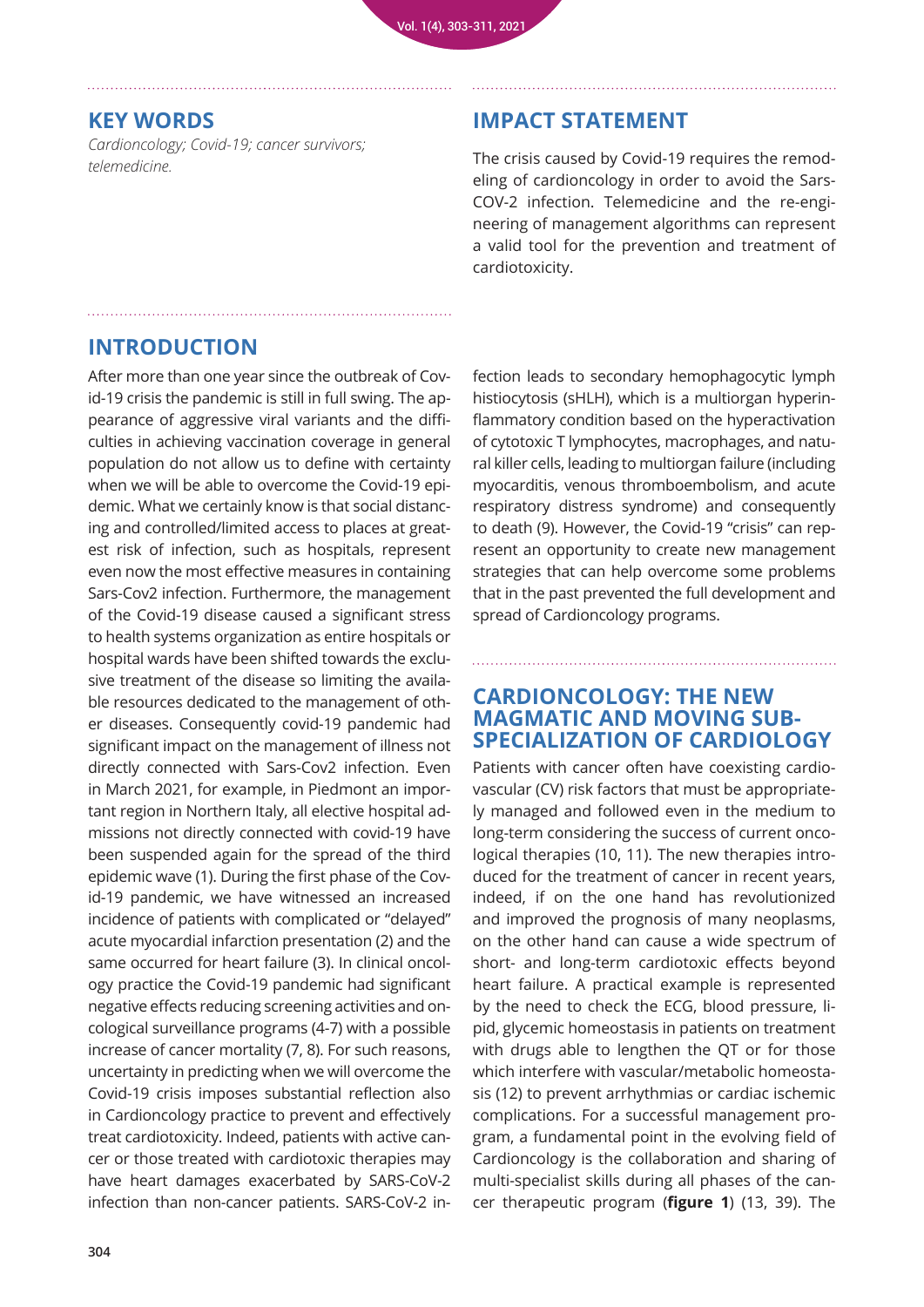## KEY WORDS

*Cardioncology; Covid-19; cancer survivors; telemedicine.*

## IMPACT STATEMENT

The crisis caused by Covid-19 requires the remodeling of cardioncology in order to avoid the Sars-COV-2 infection. Telemedicine and the re-engineering of management algorithms can represent a valid tool for the prevention and treatment of cardiotoxicity.

## INTRODUCTION

After more than one year since the outbreak of Covid-19 crisis the pandemic is still in full swing. The appearance of aggressive viral variants and the difficulties in achieving vaccination coverage in general population do not allow us to define with certainty when we will be able to overcome the Covid-19 epidemic. What we certainly know is that social distancing and controlled/limited access to places at greatest risk of infection, such as hospitals, represent even now the most effective measures in containing Sars-Cov2 infection. Furthermore, the management of the Covid-19 disease caused a significant stress to health systems organization as entire hospitals or hospital wards have been shifted towards the exclusive treatment of the disease so limiting the available resources dedicated to the management of other diseases. Consequently covid-19 pandemic had significant impact on the management of illness not directly connected with Sars-Cov2 infection. Even in March 2021, for example, in Piedmont an important region in Northern Italy, all elective hospital admissions not directly connected with covid-19 have been suspended again for the spread of the third epidemic wave (1). During the first phase of the Covid-19 pandemic, we have witnessed an increased incidence of patients with complicated or "delayed" acute myocardial infarction presentation (2) and the same occurred for heart failure (3). In clinical oncology practice the Covid-19 pandemic had significant negative effects reducing screening activities and oncological surveillance programs (4-7) with a possible increase of cancer mortality (7, 8). For such reasons, uncertainty in predicting when we will overcome the Covid-19 crisis imposes substantial reflection also in Cardioncology practice to prevent and effectively treat cardiotoxicity. Indeed, patients with active cancer or those treated with cardiotoxic therapies may have heart damages exacerbated by SARS-CoV-2 infection than non-cancer patients. SARS-CoV-2 infection leads to secondary hemophagocytic lymph histiocytosis (sHLH), which is a multiorgan hyperinflammatory condition based on the hyperactivation of cytotoxic T lymphocytes, macrophages, and natural killer cells, leading to multiorgan failure (including myocarditis, venous thromboembolism, and acute respiratory distress syndrome) and consequently to death (9). However, the Covid-19 "crisis" can represent an opportunity to create new management strategies that can help overcome some problems that in the past prevented the full development and spread of Cardioncology programs.

## CARDIONCOLOGY: THE NEW MAGMATIC AND MOVING SUB-SPECIALIZATION OF CARDIOLOGY

Patients with cancer often have coexisting cardiovascular (CV) risk factors that must be appropriately managed and followed even in the medium to long-term considering the success of current oncological therapies (10, 11). The new therapies introduced for the treatment of cancer in recent years, indeed, if on the one hand has revolutionized and improved the prognosis of many neoplasms, on the other hand can cause a wide spectrum of short- and long-term cardiotoxic effects beyond heart failure. A practical example is represented by the need to check the ECG, blood pressure, lipid, glycemic homeostasis in patients on treatment with drugs able to lengthen the QT or for those which interfere with vascular/metabolic homeostasis (12) to prevent arrhythmias or cardiac ischemic complications. For a successful management program, a fundamental point in the evolving field of Cardioncology is the collaboration and sharing of multi-specialist skills during all phases of the cancer therapeutic program (**figure 1**) (13, 39). The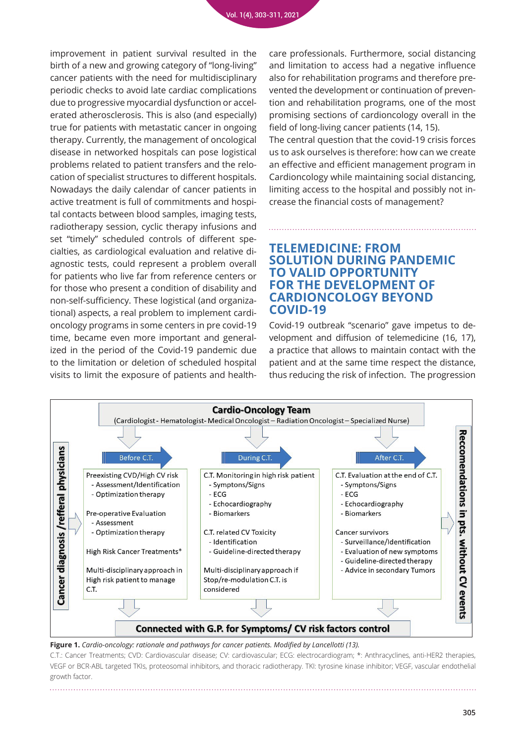improvement in patient survival resulted in the birth of a new and growing category of "long-living" cancer patients with the need for multidisciplinary periodic checks to avoid late cardiac complications due to progressive myocardial dysfunction or accelerated atherosclerosis. This is also (and especially) true for patients with metastatic cancer in ongoing therapy. Currently, the management of oncological disease in networked hospitals can pose logistical problems related to patient transfers and the relocation of specialist structures to different hospitals. Nowadays the daily calendar of cancer patients in active treatment is full of commitments and hospital contacts between blood samples, imaging tests, radiotherapy session, cyclic therapy infusions and set "timely" scheduled controls of different specialties, as cardiological evaluation and relative diagnostic tests, could represent a problem overall for patients who live far from reference centers or for those who present a condition of disability and non-self-sufficiency. These logistical (and organizational) aspects, a real problem to implement cardioncology programs in some centers in pre covid-19 time, became even more important and generalized in the period of the Covid-19 pandemic due to the limitation or deletion of scheduled hospital visits to limit the exposure of patients and health-care professionals. Furthermore, social distancing and limitation to access had a negative influence also for rehabilitation programs and therefore prevented the development or continuation of prevention and rehabilitation programs, one of the most promising sections of cardioncology overall in the field of long-living cancer patients (14, 15).

The central question that the covid-19 crisis forces us to ask ourselves is therefore: how can we create an effective and efficient management program in Cardioncology while maintaining social distancing, limiting access to the hospital and possibly not increase the financial costs of management?

## TELEMEDICINE: FROM SOLUTION DURING PANDEMIC TO VALID OPPORTUNITY FOR THE DEVELOPMENT OF CARDIONCOLOGY BEYOND COVID-19

Covid-19 outbreak "scenario" gave impetus to development and diffusion of telemedicine (16, 17), a practice that allows to maintain contact with the patient and at the same time respect the distance, thus reducing the risk of infection. The progression

**Cardio-Oncology Team**
(Cardiologist - Hematologist - Medical Oncologist – Radiation Oncologist – Specialized Nurse)

Cancer diagnosis /refferal physicians → Reccomendations in pts. without CV events

| Before C.T. | During C.T. | After C.T. |
|---|---|---|
| Preexisting CVD/High CV risk<br>- Assessment/Identification<br>- Optimization therapy<br><br>Pre-operative Evaluation<br>- Assessment<br>- Optimization therapy<br><br>High Risk Cancer Treatments*<br><br>Multi-disciplinary approach in High risk patient to manage C.T. | C.T. Monitoring in high risk patient<br>- Symptons/Signs<br>- ECG<br>- Echocardiography<br>- Biomarkers<br><br>C.T. related CV Toxicity<br>- Identification<br>- Guideline-directed therapy<br><br>Multi-disciplinary approach if Stop/re-modulation C.T. is considered | C.T. Evaluation at the end of C.T.<br>- Symptons/Signs<br>- ECG<br>- Echocardiography<br>- Biomarkers<br><br>Cancer survivors<br>- Surveillance/Identification<br>- Evaluation of new symptoms<br>- Guideline-directed therapy<br>- Advice in secondary Tumors |

**Connected with G.P. for Symptoms/ CV risk factors control**

**Figure 1.** *Cardio-oncology: rationale and pathways for cancer patients. Modified by Lancellotti (13).*

C.T.: Cancer Treatments; CVD: Cardiovascular disease; CV: cardiovascular; ECG: electrocardiogram; *: Anthracyclines, anti-HER2 therapies, VEGF or BCR-ABL targeted TKIs, proteosomal inhibitors, and thoracic radiotherapy. TKI: tyrosine kinase inhibitor; VEGF, vascular endothelial growth factor.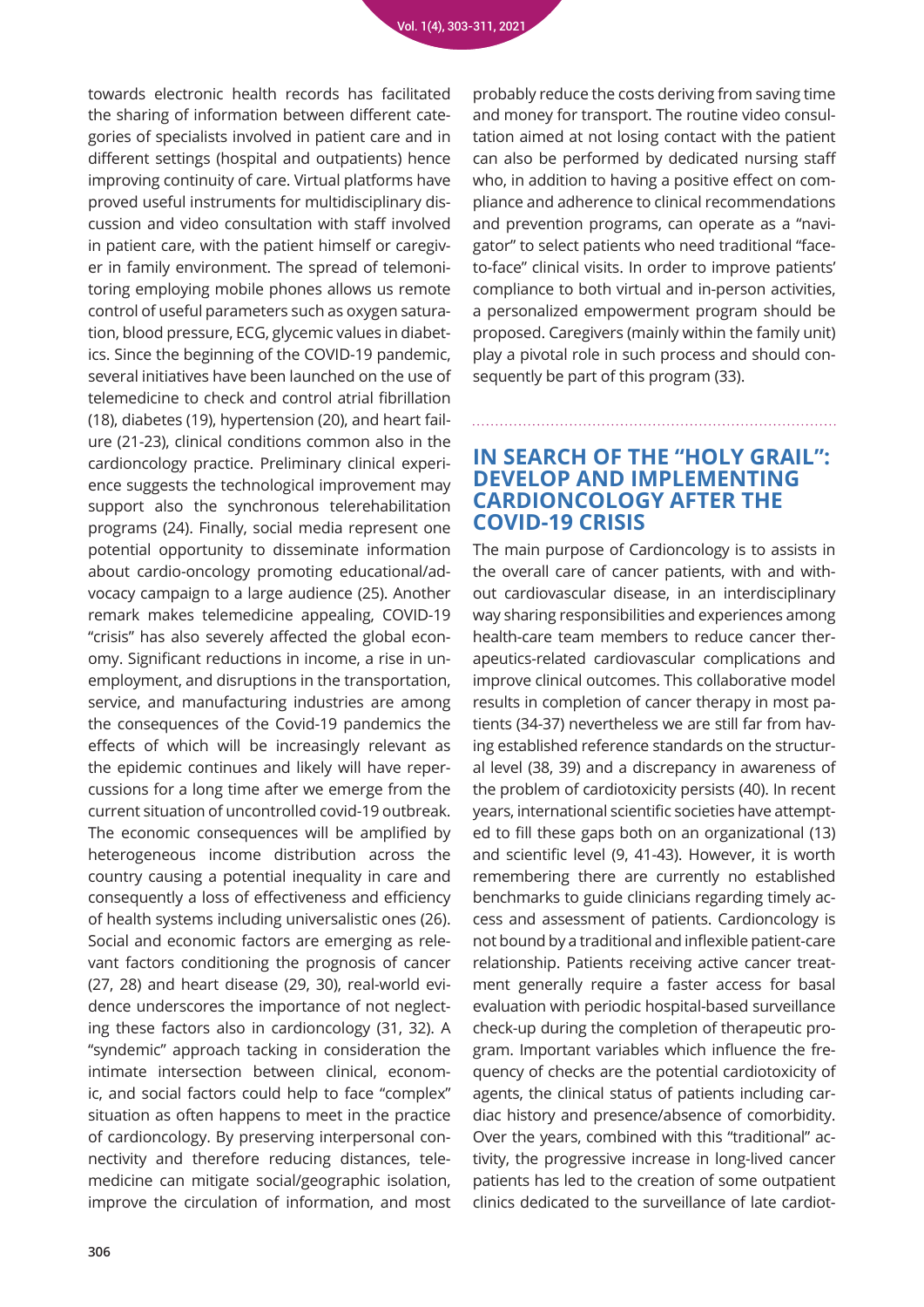towards electronic health records has facilitated the sharing of information between different categories of specialists involved in patient care and in different settings (hospital and outpatients) hence improving continuity of care. Virtual platforms have proved useful instruments for multidisciplinary discussion and video consultation with staff involved in patient care, with the patient himself or caregiver in family environment. The spread of telemonitoring employing mobile phones allows us remote control of useful parameters such as oxygen saturation, blood pressure, ECG, glycemic values in diabetics. Since the beginning of the COVID-19 pandemic, several initiatives have been launched on the use of telemedicine to check and control atrial fibrillation (18), diabetes (19), hypertension (20), and heart failure (21-23), clinical conditions common also in the cardioncology practice. Preliminary clinical experience suggests the technological improvement may support also the synchronous telerehabilitation programs (24). Finally, social media represent one potential opportunity to disseminate information about cardio-oncology promoting educational/advocacy campaign to a large audience (25). Another remark makes telemedicine appealing, COVID-19 "crisis" has also severely affected the global economy. Significant reductions in income, a rise in unemployment, and disruptions in the transportation, service, and manufacturing industries are among the consequences of the Covid-19 pandemics the effects of which will be increasingly relevant as the epidemic continues and likely will have repercussions for a long time after we emerge from the current situation of uncontrolled covid-19 outbreak. The economic consequences will be amplified by heterogeneous income distribution across the country causing a potential inequality in care and consequently a loss of effectiveness and efficiency of health systems including universalistic ones (26). Social and economic factors are emerging as relevant factors conditioning the prognosis of cancer (27, 28) and heart disease (29, 30), real-world evidence underscores the importance of not neglecting these factors also in cardioncology (31, 32). A "syndemic" approach tacking in consideration the intimate intersection between clinical, economic, and social factors could help to face "complex" situation as often happens to meet in the practice of cardioncology. By preserving interpersonal connectivity and therefore reducing distances, telemedicine can mitigate social/geographic isolation, improve the circulation of information, and most probably reduce the costs deriving from saving time and money for transport. The routine video consultation aimed at not losing contact with the patient can also be performed by dedicated nursing staff who, in addition to having a positive effect on compliance and adherence to clinical recommendations and prevention programs, can operate as a "navigator" to select patients who need traditional "face-to-face" clinical visits. In order to improve patients' compliance to both virtual and in-person activities, a personalized empowerment program should be proposed. Caregivers (mainly within the family unit) play a pivotal role in such process and should consequently be part of this program (33).

## IN SEARCH OF THE "HOLY GRAIL": DEVELOP AND IMPLEMENTING CARDIONCOLOGY AFTER THE COVID-19 CRISIS

The main purpose of Cardioncology is to assists in the overall care of cancer patients, with and without cardiovascular disease, in an interdisciplinary way sharing responsibilities and experiences among health-care team members to reduce cancer therapeutics-related cardiovascular complications and improve clinical outcomes. This collaborative model results in completion of cancer therapy in most patients (34-37) nevertheless we are still far from having established reference standards on the structural level (38, 39) and a discrepancy in awareness of the problem of cardiotoxicity persists (40). In recent years, international scientific societies have attempted to fill these gaps both on an organizational (13) and scientific level (9, 41-43). However, it is worth remembering there are currently no established benchmarks to guide clinicians regarding timely access and assessment of patients. Cardioncology is not bound by a traditional and inflexible patient-care relationship. Patients receiving active cancer treatment generally require a faster access for basal evaluation with periodic hospital-based surveillance check-up during the completion of therapeutic program. Important variables which influence the frequency of checks are the potential cardiotoxicity of agents, the clinical status of patients including cardiac history and presence/absence of comorbidity. Over the years, combined with this "traditional" activity, the progressive increase in long-lived cancer patients has led to the creation of some outpatient clinics dedicated to the surveillance of late cardiot-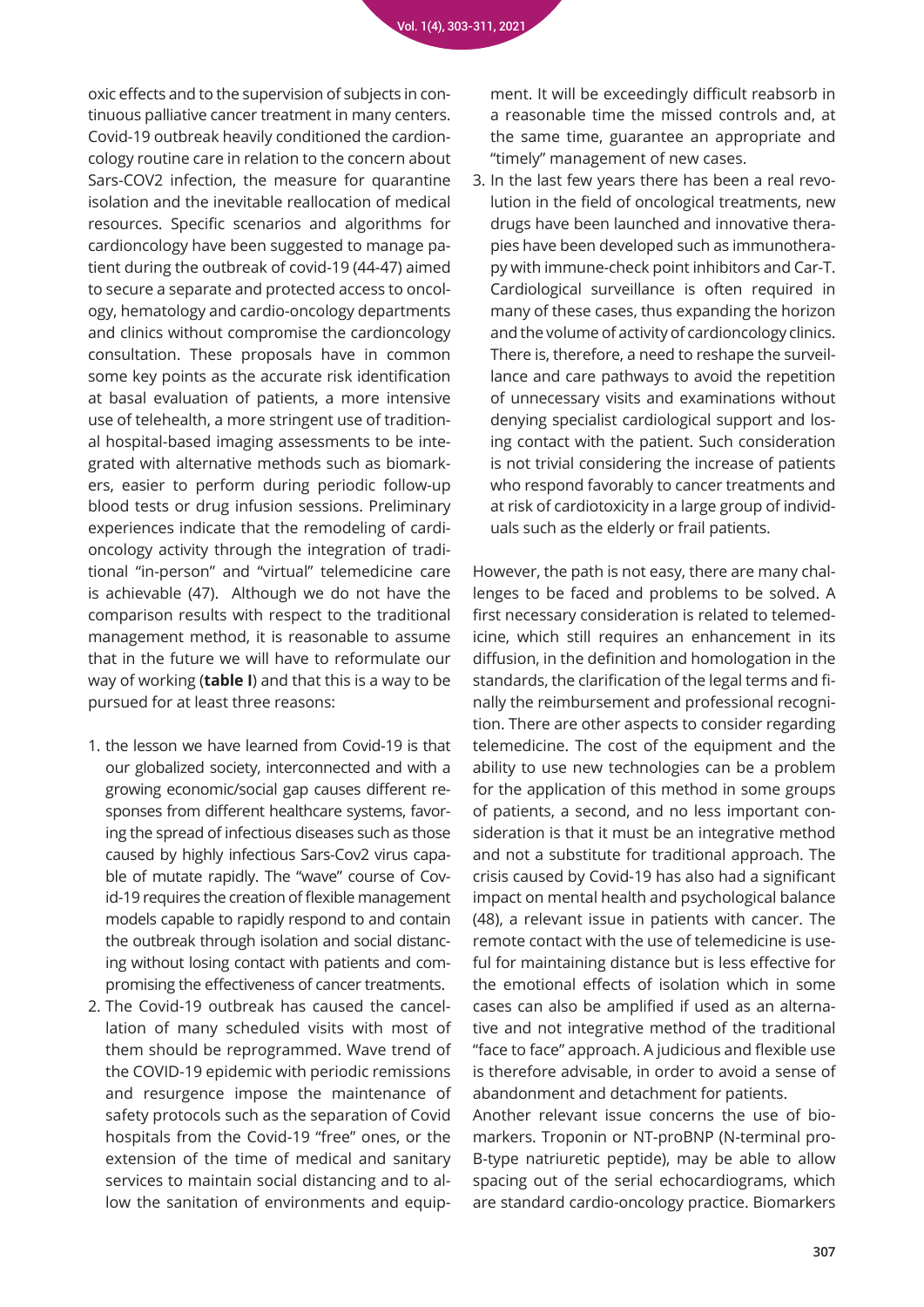oxic effects and to the supervision of subjects in continuous palliative cancer treatment in many centers. Covid-19 outbreak heavily conditioned the cardioncology routine care in relation to the concern about Sars-COV2 infection, the measure for quarantine isolation and the inevitable reallocation of medical resources. Specific scenarios and algorithms for cardioncology have been suggested to manage patient during the outbreak of covid-19 (44-47) aimed to secure a separate and protected access to oncology, hematology and cardio-oncology departments and clinics without compromise the cardioncology consultation. These proposals have in common some key points as the accurate risk identification at basal evaluation of patients, a more intensive use of telehealth, a more stringent use of traditional hospital-based imaging assessments to be integrated with alternative methods such as biomarkers, easier to perform during periodic follow-up blood tests or drug infusion sessions. Preliminary experiences indicate that the remodeling of cardioncology activity through the integration of traditional "in-person" and "virtual" telemedicine care is achievable (47). Although we do not have the comparison results with respect to the traditional management method, it is reasonable to assume that in the future we will have to reformulate our way of working (**table I**) and that this is a way to be pursued for at least three reasons:

1. the lesson we have learned from Covid-19 is that our globalized society, interconnected and with a growing economic/social gap causes different responses from different healthcare systems, favoring the spread of infectious diseases such as those caused by highly infectious Sars-Cov2 virus capable of mutate rapidly. The "wave" course of Covid-19 requires the creation of flexible management models capable to rapidly respond to and contain the outbreak through isolation and social distancing without losing contact with patients and compromising the effectiveness of cancer treatments.
2. The Covid-19 outbreak has caused the cancellation of many scheduled visits with most of them should be reprogrammed. Wave trend of the COVID-19 epidemic with periodic remissions and resurgence impose the maintenance of safety protocols such as the separation of Covid hospitals from the Covid-19 "free" ones, or the extension of the time of medical and sanitary services to maintain social distancing and to allow the sanitation of environments and equipment. It will be exceedingly difficult reabsorb in a reasonable time the missed controls and, at the same time, guarantee an appropriate and "timely" management of new cases.
3. In the last few years there has been a real revolution in the field of oncological treatments, new drugs have been launched and innovative therapies have been developed such as immunotherapy with immune-check point inhibitors and Car-T. Cardiological surveillance is often required in many of these cases, thus expanding the horizon and the volume of activity of cardioncology clinics. There is, therefore, a need to reshape the surveillance and care pathways to avoid the repetition of unnecessary visits and examinations without denying specialist cardiological support and losing contact with the patient. Such consideration is not trivial considering the increase of patients who respond favorably to cancer treatments and at risk of cardiotoxicity in a large group of individuals such as the elderly or frail patients.

However, the path is not easy, there are many challenges to be faced and problems to be solved. A first necessary consideration is related to telemedicine, which still requires an enhancement in its diffusion, in the definition and homologation in the standards, the clarification of the legal terms and finally the reimbursement and professional recognition. There are other aspects to consider regarding telemedicine. The cost of the equipment and the ability to use new technologies can be a problem for the application of this method in some groups of patients, a second, and no less important consideration is that it must be an integrative method and not a substitute for traditional approach. The crisis caused by Covid-19 has also had a significant impact on mental health and psychological balance (48), a relevant issue in patients with cancer. The remote contact with the use of telemedicine is useful for maintaining distance but is less effective for the emotional effects of isolation which in some cases can also be amplified if used as an alternative and not integrative method of the traditional "face to face" approach. A judicious and flexible use is therefore advisable, in order to avoid a sense of abandonment and detachment for patients.

Another relevant issue concerns the use of biomarkers. Troponin or NT-proBNP (N-terminal pro-B-type natriuretic peptide), may be able to allow spacing out of the serial echocardiograms, which are standard cardio-oncology practice. Biomarkers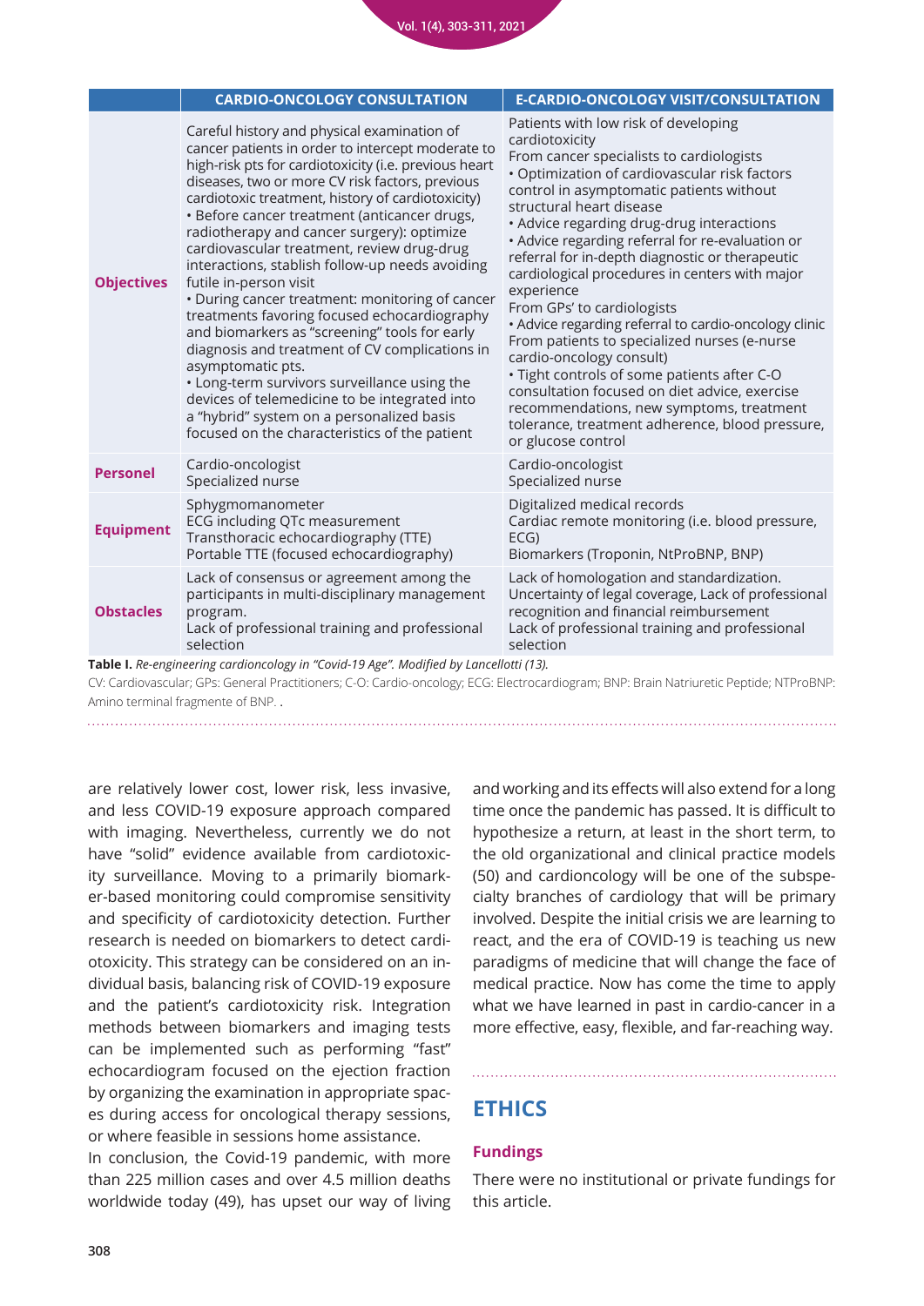| | CARDIO-ONCOLOGY CONSULTATION | E-CARDIO-ONCOLOGY VISIT/CONSULTATION |
|---|---|---|
| **Objectives** | Careful history and physical examination of cancer patients in order to intercept moderate to high-risk pts for cardiotoxicity (i.e. previous heart diseases, two or more CV risk factors, previous cardiotoxic treatment, history of cardiotoxicity)<br>• Before cancer treatment (anticancer drugs, radiotherapy and cancer surgery): optimize cardiovascular treatment, review drug-drug interactions, stablish follow-up needs avoiding futile in-person visit<br>• During cancer treatment: monitoring of cancer treatments favoring focused echocardiography and biomarkers as "screening" tools for early diagnosis and treatment of CV complications in asymptomatic pts.<br>• Long-term survivors surveillance using the devices of telemedicine to be integrated into a "hybrid" system on a personalized basis focused on the characteristics of the patient | Patients with low risk of developing cardiotoxicity<br>From cancer specialists to cardiologists<br>• Optimization of cardiovascular risk factors control in asymptomatic patients without structural heart disease<br>• Advice regarding drug-drug interactions<br>• Advice regarding referral for re-evaluation or referral for in-depth diagnostic or therapeutic cardiological procedures in centers with major experience<br>From GPs' to cardiologists<br>• Advice regarding referral to cardio-oncology clinic<br>From patients to specialized nurses (e-nurse cardio-oncology consult)<br>• Tight controls of some patients after C-O consultation focused on diet advice, exercise recommendations, new symptoms, treatment tolerance, treatment adherence, blood pressure, or glucose control |
| **Personel** | Cardio-oncologist<br>Specialized nurse | Cardio-oncologist<br>Specialized nurse |
| **Equipment** | Sphygmomanometer<br>ECG including QTc measurement<br>Transthoracic echocardiography (TTE)<br>Portable TTE (focused echocardiography) | Digitalized medical records<br>Cardiac remote monitoring (i.e. blood pressure, ECG)<br>Biomarkers (Troponin, NtProBNP, BNP) |
| **Obstacles** | Lack of consensus or agreement among the participants in multi-disciplinary management program.<br>Lack of professional training and professional selection | Lack of homologation and standardization.<br>Uncertainty of legal coverage, Lack of professional recognition and financial reimbursement<br>Lack of professional training and professional selection |

**Table I.** *Re-engineering cardioncology in "Covid-19 Age". Modified by Lancellotti (13).*

CV: Cardiovascular; GPs: General Practitioners; C-O: Cardio-oncology; ECG: Electrocardiogram; BNP: Brain Natriuretic Peptide; NTProBNP: Amino terminal fragmente of BNP. .

are relatively lower cost, lower risk, less invasive, and less COVID-19 exposure approach compared with imaging. Nevertheless, currently we do not have "solid" evidence available from cardiotoxicity surveillance. Moving to a primarily biomarker-based monitoring could compromise sensitivity and specificity of cardiotoxicity detection. Further research is needed on biomarkers to detect cardiotoxicity. This strategy can be considered on an individual basis, balancing risk of COVID-19 exposure and the patient's cardiotoxicity risk. Integration methods between biomarkers and imaging tests can be implemented such as performing "fast" echocardiogram focused on the ejection fraction by organizing the examination in appropriate spaces during access for oncological therapy sessions, or where feasible in sessions home assistance.

In conclusion, the Covid-19 pandemic, with more than 225 million cases and over 4.5 million deaths worldwide today (49), has upset our way of living and working and its effects will also extend for a long time once the pandemic has passed. It is difficult to hypothesize a return, at least in the short term, to the old organizational and clinical practice models (50) and cardioncology will be one of the subspecialty branches of cardiology that will be primary involved. Despite the initial crisis we are learning to react, and the era of COVID-19 is teaching us new paradigms of medicine that will change the face of medical practice. Now has come the time to apply what we have learned in past in cardio-cancer in a more effective, easy, flexible, and far-reaching way.

## ETHICS

### Fundings

There were no institutional or private fundings for this article.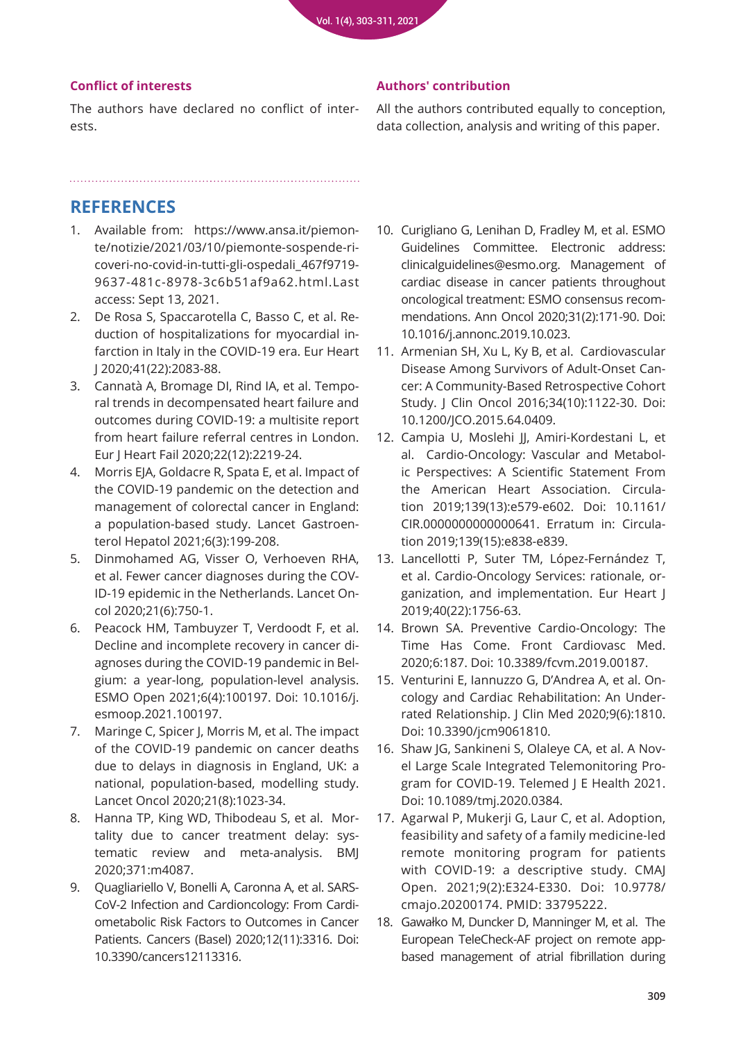### Conflict of interests

The authors have declared no conflict of interests.

### Authors' contribution

All the authors contributed equally to conception, data collection, analysis and writing of this paper.

## REFERENCES

1. Available from: https://www.ansa.it/piemonte/notizie/2021/03/10/piemonte-sospende-ricoveri-no-covid-in-tutti-gli-ospedali_467f9719-9637-481c-8978-3c6b51af9a62.html.Last access: Sept 13, 2021.
2. De Rosa S, Spaccarotella C, Basso C, et al. Reduction of hospitalizations for myocardial infarction in Italy in the COVID-19 era. Eur Heart J 2020;41(22):2083-88.
3. Cannatà A, Bromage DI, Rind IA, et al. Temporal trends in decompensated heart failure and outcomes during COVID-19: a multisite report from heart failure referral centres in London. Eur J Heart Fail 2020;22(12):2219-24.
4. Morris EJA, Goldacre R, Spata E, et al. Impact of the COVID-19 pandemic on the detection and management of colorectal cancer in England: a population-based study. Lancet Gastroenterol Hepatol 2021;6(3):199-208.
5. Dinmohamed AG, Visser O, Verhoeven RHA, et al. Fewer cancer diagnoses during the COVID-19 epidemic in the Netherlands. Lancet Oncol 2020;21(6):750-1.
6. Peacock HM, Tambuyzer T, Verdoodt F, et al. Decline and incomplete recovery in cancer diagnoses during the COVID-19 pandemic in Belgium: a year-long, population-level analysis. ESMO Open 2021;6(4):100197. Doi: 10.1016/j.esmoop.2021.100197.
7. Maringe C, Spicer J, Morris M, et al. The impact of the COVID-19 pandemic on cancer deaths due to delays in diagnosis in England, UK: a national, population-based, modelling study. Lancet Oncol 2020;21(8):1023-34.
8. Hanna TP, King WD, Thibodeau S, et al. Mortality due to cancer treatment delay: systematic review and meta-analysis. BMJ 2020;371:m4087.
9. Quagliariello V, Bonelli A, Caronna A, et al. SARS-CoV-2 Infection and Cardioncology: From Cardiometabolic Risk Factors to Outcomes in Cancer Patients. Cancers (Basel) 2020;12(11):3316. Doi: 10.3390/cancers12113316.
10. Curigliano G, Lenihan D, Fradley M, et al. ESMO Guidelines Committee. Electronic address: clinicalguidelines@esmo.org. Management of cardiac disease in cancer patients throughout oncological treatment: ESMO consensus recommendations. Ann Oncol 2020;31(2):171-90. Doi: 10.1016/j.annonc.2019.10.023.
11. Armenian SH, Xu L, Ky B, et al. Cardiovascular Disease Among Survivors of Adult-Onset Cancer: A Community-Based Retrospective Cohort Study. J Clin Oncol 2016;34(10):1122-30. Doi: 10.1200/JCO.2015.64.0409.
12. Campia U, Moslehi JJ, Amiri-Kordestani L, et al. Cardio-Oncology: Vascular and Metabolic Perspectives: A Scientific Statement From the American Heart Association. Circulation 2019;139(13):e579-e602. Doi: 10.1161/CIR.0000000000000641. Erratum in: Circulation 2019;139(15):e838-e839.
13. Lancellotti P, Suter TM, López-Fernández T, et al. Cardio-Oncology Services: rationale, organization, and implementation. Eur Heart J 2019;40(22):1756-63.
14. Brown SA. Preventive Cardio-Oncology: The Time Has Come. Front Cardiovasc Med. 2020;6:187. Doi: 10.3389/fcvm.2019.00187.
15. Venturini E, Iannuzzo G, D'Andrea A, et al. Oncology and Cardiac Rehabilitation: An Underrated Relationship. J Clin Med 2020;9(6):1810. Doi: 10.3390/jcm9061810.
16. Shaw JG, Sankineni S, Olaleye CA, et al. A Novel Large Scale Integrated Telemonitoring Program for COVID-19. Telemed J E Health 2021. Doi: 10.1089/tmj.2020.0384.
17. Agarwal P, Mukerji G, Laur C, et al. Adoption, feasibility and safety of a family medicine-led remote monitoring program for patients with COVID-19: a descriptive study. CMAJ Open. 2021;9(2):E324-E330. Doi: 10.9778/cmajo.20200174. PMID: 33795222.
18. Gawałko M, Duncker D, Manninger M, et al. The European TeleCheck-AF project on remote app-based management of atrial fibrillation during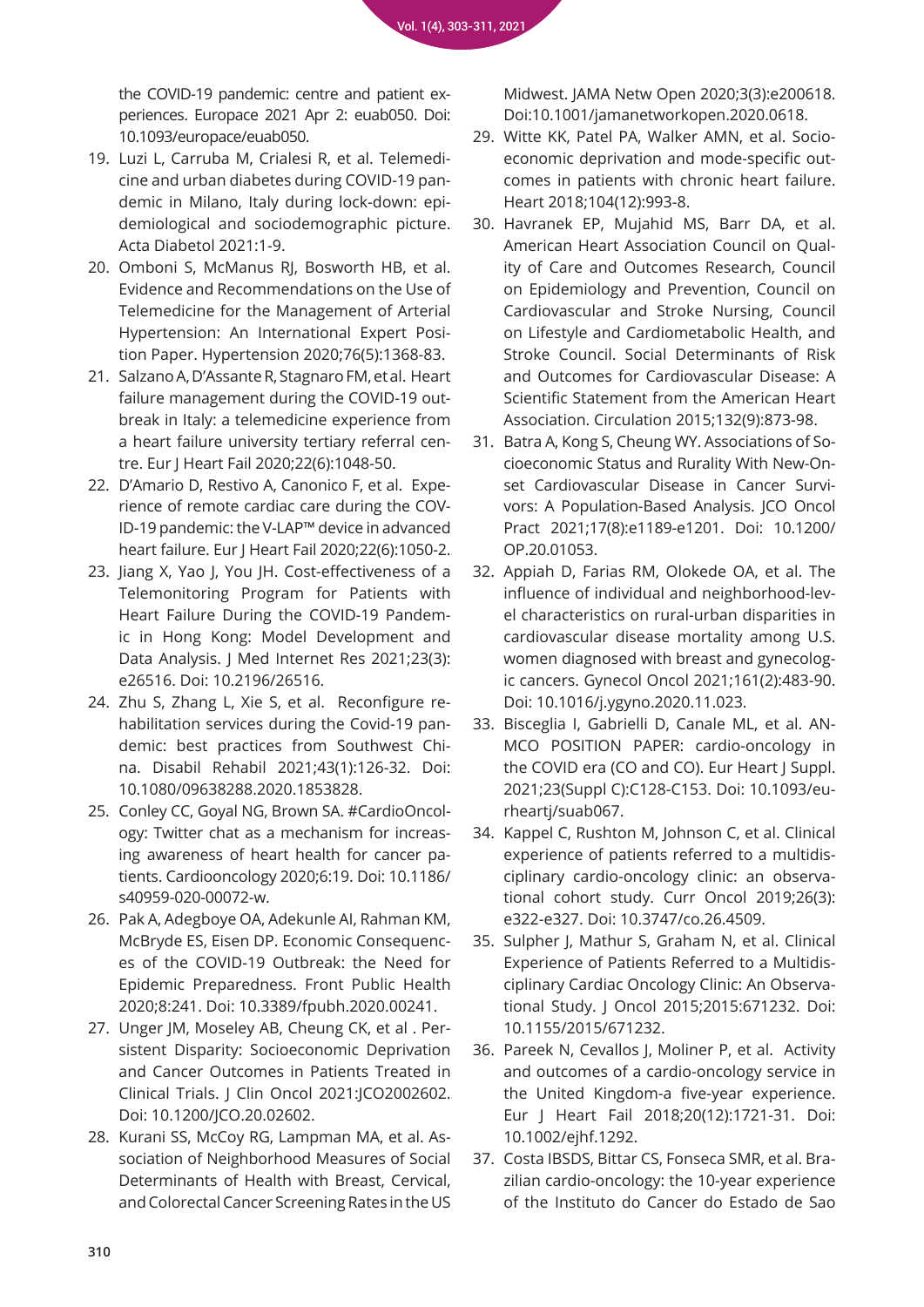the COVID-19 pandemic: centre and patient experiences. Europace 2021 Apr 2: euab050. Doi: 10.1093/europace/euab050.

19. Luzi L, Carruba M, Crialesi R, et al. Telemedicine and urban diabetes during COVID-19 pandemic in Milano, Italy during lock-down: epidemiological and sociodemographic picture. Acta Diabetol 2021:1-9.
20. Omboni S, McManus RJ, Bosworth HB, et al. Evidence and Recommendations on the Use of Telemedicine for the Management of Arterial Hypertension: An International Expert Position Paper. Hypertension 2020;76(5):1368-83.
21. Salzano A, D'Assante R, Stagnaro FM, et al. Heart failure management during the COVID-19 outbreak in Italy: a telemedicine experience from a heart failure university tertiary referral centre. Eur J Heart Fail 2020;22(6):1048-50.
22. D'Amario D, Restivo A, Canonico F, et al. Experience of remote cardiac care during the COVID-19 pandemic: the V-LAP™ device in advanced heart failure. Eur J Heart Fail 2020;22(6):1050-2.
23. Jiang X, Yao J, You JH. Cost-effectiveness of a Telemonitoring Program for Patients with Heart Failure During the COVID-19 Pandemic in Hong Kong: Model Development and Data Analysis. J Med Internet Res 2021;23(3): e26516. Doi: 10.2196/26516.
24. Zhu S, Zhang L, Xie S, et al. Reconfigure rehabilitation services during the Covid-19 pandemic: best practices from Southwest China. Disabil Rehabil 2021;43(1):126-32. Doi: 10.1080/09638288.2020.1853828.
25. Conley CC, Goyal NG, Brown SA. #CardioOncology: Twitter chat as a mechanism for increasing awareness of heart health for cancer patients. Cardiooncology 2020;6:19. Doi: 10.1186/s40959-020-00072-w.
26. Pak A, Adegboye OA, Adekunle AI, Rahman KM, McBryde ES, Eisen DP. Economic Consequences of the COVID-19 Outbreak: the Need for Epidemic Preparedness. Front Public Health 2020;8:241. Doi: 10.3389/fpubh.2020.00241.
27. Unger JM, Moseley AB, Cheung CK, et al . Persistent Disparity: Socioeconomic Deprivation and Cancer Outcomes in Patients Treated in Clinical Trials. J Clin Oncol 2021:JCO2002602. Doi: 10.1200/JCO.20.02602.
28. Kurani SS, McCoy RG, Lampman MA, et al. Association of Neighborhood Measures of Social Determinants of Health with Breast, Cervical, and Colorectal Cancer Screening Rates in the US Midwest. JAMA Netw Open 2020;3(3):e200618. Doi:10.1001/jamanetworkopen.2020.0618.
29. Witte KK, Patel PA, Walker AMN, et al. Socioeconomic deprivation and mode-specific outcomes in patients with chronic heart failure. Heart 2018;104(12):993-8.
30. Havranek EP, Mujahid MS, Barr DA, et al. American Heart Association Council on Quality of Care and Outcomes Research, Council on Epidemiology and Prevention, Council on Cardiovascular and Stroke Nursing, Council on Lifestyle and Cardiometabolic Health, and Stroke Council. Social Determinants of Risk and Outcomes for Cardiovascular Disease: A Scientific Statement from the American Heart Association. Circulation 2015;132(9):873-98.
31. Batra A, Kong S, Cheung WY. Associations of Socioeconomic Status and Rurality With New-Onset Cardiovascular Disease in Cancer Survivors: A Population-Based Analysis. JCO Oncol Pract 2021;17(8):e1189-e1201. Doi: 10.1200/OP.20.01053.
32. Appiah D, Farias RM, Olokede OA, et al. The influence of individual and neighborhood-level characteristics on rural-urban disparities in cardiovascular disease mortality among U.S. women diagnosed with breast and gynecologic cancers. Gynecol Oncol 2021;161(2):483-90. Doi: 10.1016/j.ygyno.2020.11.023.
33. Bisceglia I, Gabrielli D, Canale ML, et al. ANMCO POSITION PAPER: cardio-oncology in the COVID era (CO and CO). Eur Heart J Suppl. 2021;23(Suppl C):C128-C153. Doi: 10.1093/eurheartj/suab067.
34. Kappel C, Rushton M, Johnson C, et al. Clinical experience of patients referred to a multidisciplinary cardio-oncology clinic: an observational cohort study. Curr Oncol 2019;26(3): e322-e327. Doi: 10.3747/co.26.4509.
35. Sulpher J, Mathur S, Graham N, et al. Clinical Experience of Patients Referred to a Multidisciplinary Cardiac Oncology Clinic: An Observational Study. J Oncol 2015;2015:671232. Doi: 10.1155/2015/671232.
36. Pareek N, Cevallos J, Moliner P, et al. Activity and outcomes of a cardio-oncology service in the United Kingdom-a five-year experience. Eur J Heart Fail 2018;20(12):1721-31. Doi: 10.1002/ejhf.1292.
37. Costa IBSDS, Bittar CS, Fonseca SMR, et al. Brazilian cardio-oncology: the 10-year experience of the Instituto do Cancer do Estado de Sao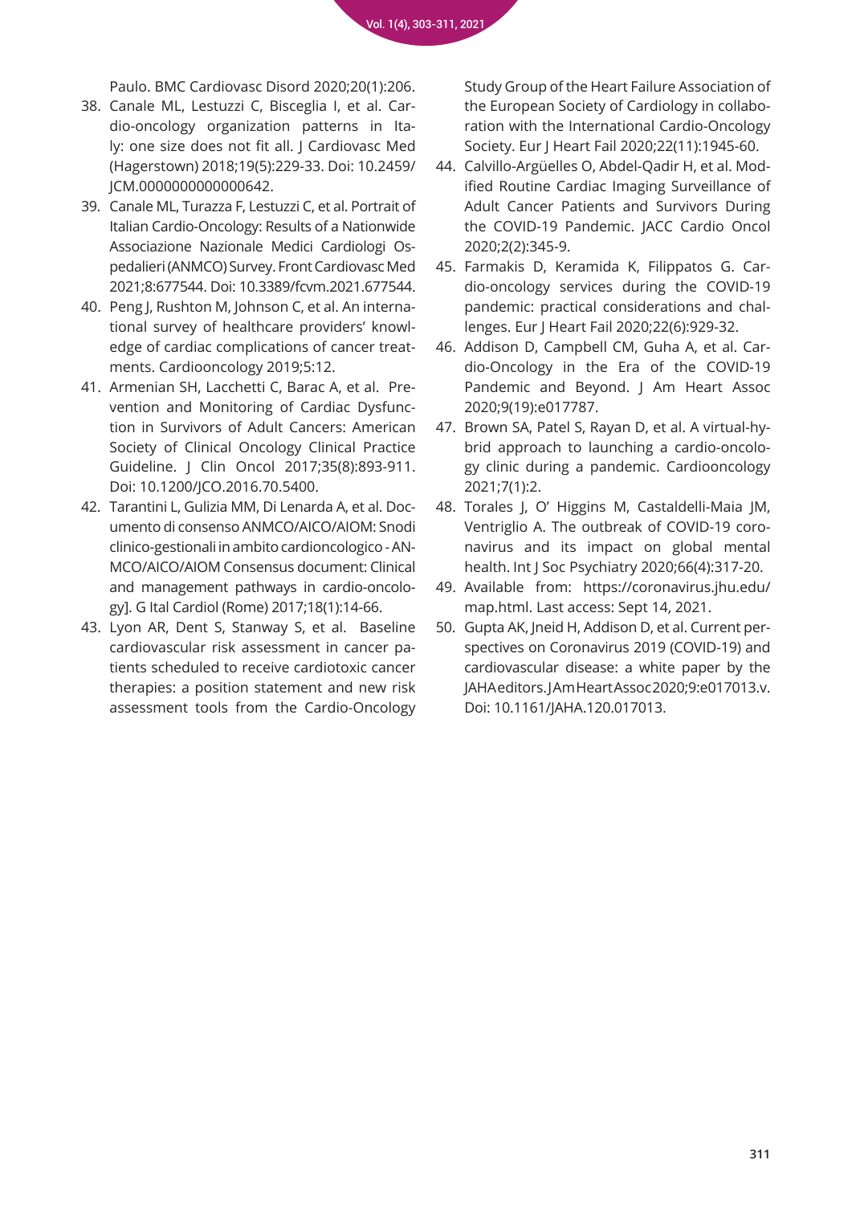Paulo. BMC Cardiovasc Disord 2020;20(1):206.

38. Canale ML, Lestuzzi C, Bisceglia I, et al. Cardio-oncology organization patterns in Italy: one size does not fit all. J Cardiovasc Med (Hagerstown) 2018;19(5):229-33. Doi: 10.2459/JCM.0000000000000642.
39. Canale ML, Turazza F, Lestuzzi C, et al. Portrait of Italian Cardio-Oncology: Results of a Nationwide Associazione Nazionale Medici Cardiologi Ospedalieri (ANMCO) Survey. Front Cardiovasc Med 2021;8:677544. Doi: 10.3389/fcvm.2021.677544.
40. Peng J, Rushton M, Johnson C, et al. An international survey of healthcare providers' knowledge of cardiac complications of cancer treatments. Cardiooncology 2019;5:12.
41. Armenian SH, Lacchetti C, Barac A, et al. Prevention and Monitoring of Cardiac Dysfunction in Survivors of Adult Cancers: American Society of Clinical Oncology Clinical Practice Guideline. J Clin Oncol 2017;35(8):893-911. Doi: 10.1200/JCO.2016.70.5400.
42. Tarantini L, Gulizia MM, Di Lenarda A, et al. Documento di consenso ANMCO/AICO/AIOM: Snodi clinico-gestionali in ambito cardioncologico - ANMCO/AICO/AIOM Consensus document: Clinical and management pathways in cardio-oncology]. G Ital Cardiol (Rome) 2017;18(1):14-66.
43. Lyon AR, Dent S, Stanway S, et al. Baseline cardiovascular risk assessment in cancer patients scheduled to receive cardiotoxic cancer therapies: a position statement and new risk assessment tools from the Cardio-Oncology Study Group of the Heart Failure Association of the European Society of Cardiology in collaboration with the International Cardio-Oncology Society. Eur J Heart Fail 2020;22(11):1945-60.
44. Calvillo-Argüelles O, Abdel-Qadir H, et al. Modified Routine Cardiac Imaging Surveillance of Adult Cancer Patients and Survivors During the COVID-19 Pandemic. JACC Cardio Oncol 2020;2(2):345-9.
45. Farmakis D, Keramida K, Filippatos G. Cardio-oncology services during the COVID-19 pandemic: practical considerations and challenges. Eur J Heart Fail 2020;22(6):929-32.
46. Addison D, Campbell CM, Guha A, et al. Cardio-Oncology in the Era of the COVID-19 Pandemic and Beyond. J Am Heart Assoc 2020;9(19):e017787.
47. Brown SA, Patel S, Rayan D, et al. A virtual-hybrid approach to launching a cardio-oncology clinic during a pandemic. Cardiooncology 2021;7(1):2.
48. Torales J, O' Higgins M, Castaldelli-Maia JM, Ventriglio A. The outbreak of COVID-19 coronavirus and its impact on global mental health. Int J Soc Psychiatry 2020;66(4):317-20.
49. Available from: https://coronavirus.jhu.edu/map.html. Last access: Sept 14, 2021.
50. Gupta AK, Jneid H, Addison D, et al. Current perspectives on Coronavirus 2019 (COVID-19) and cardiovascular disease: a white paper by the JAHA editors. J Am Heart Assoc 2020;9:e017013.v. Doi: 10.1161/JAHA.120.017013.